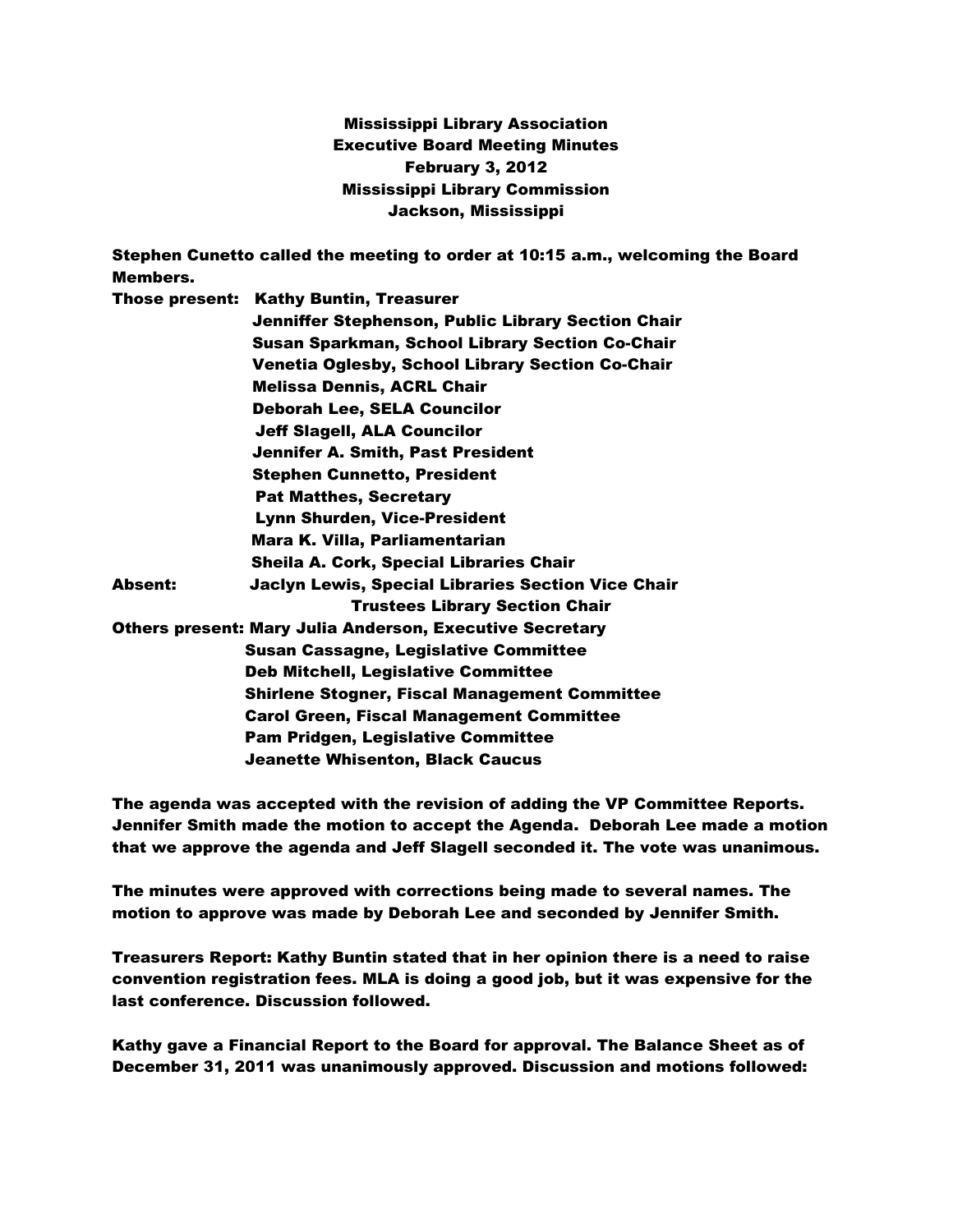**Mississippi Library Association**
**Executive Board Meeting Minutes**
**February 3, 2012**
**Mississippi Library Commission**
**Jackson, Mississippi**

Stephen Cunetto called the meeting to order at 10:15 a.m., welcoming the Board Members.

Those present: Kathy Buntin, Treasurer
Jenniffer Stephenson, Public Library Section Chair
Susan Sparkman, School Library Section Co-Chair
Venetia Oglesby, School Library Section Co-Chair
Melissa Dennis, ACRL Chair
Deborah Lee, SELA Councilor
Jeff Slagell, ALA Councilor
Jennifer A. Smith, Past President
Stephen Cunnetto, President
Pat Matthes, Secretary
Lynn Shurden, Vice-President
Mara K. Villa, Parliamentarian
Sheila A. Cork, Special Libraries Chair

Absent: Jaclyn Lewis, Special Libraries Section Vice Chair
Trustees Library Section Chair

Others present: Mary Julia Anderson, Executive Secretary
Susan Cassagne, Legislative Committee
Deb Mitchell, Legislative Committee
Shirlene Stogner, Fiscal Management Committee
Carol Green, Fiscal Management Committee
Pam Pridgen, Legislative Committee
Jeanette Whisenton, Black Caucus

The agenda was accepted with the revision of adding the VP Committee Reports. Jennifer Smith made the motion to accept the Agenda. Deborah Lee made a motion that we approve the agenda and Jeff Slagell seconded it. The vote was unanimous.

The minutes were approved with corrections being made to several names. The motion to approve was made by Deborah Lee and seconded by Jennifer Smith.

Treasurers Report: Kathy Buntin stated that in her opinion there is a need to raise convention registration fees. MLA is doing a good job, but it was expensive for the last conference. Discussion followed.

Kathy gave a Financial Report to the Board for approval. The Balance Sheet as of December 31, 2011 was unanimously approved. Discussion and motions followed: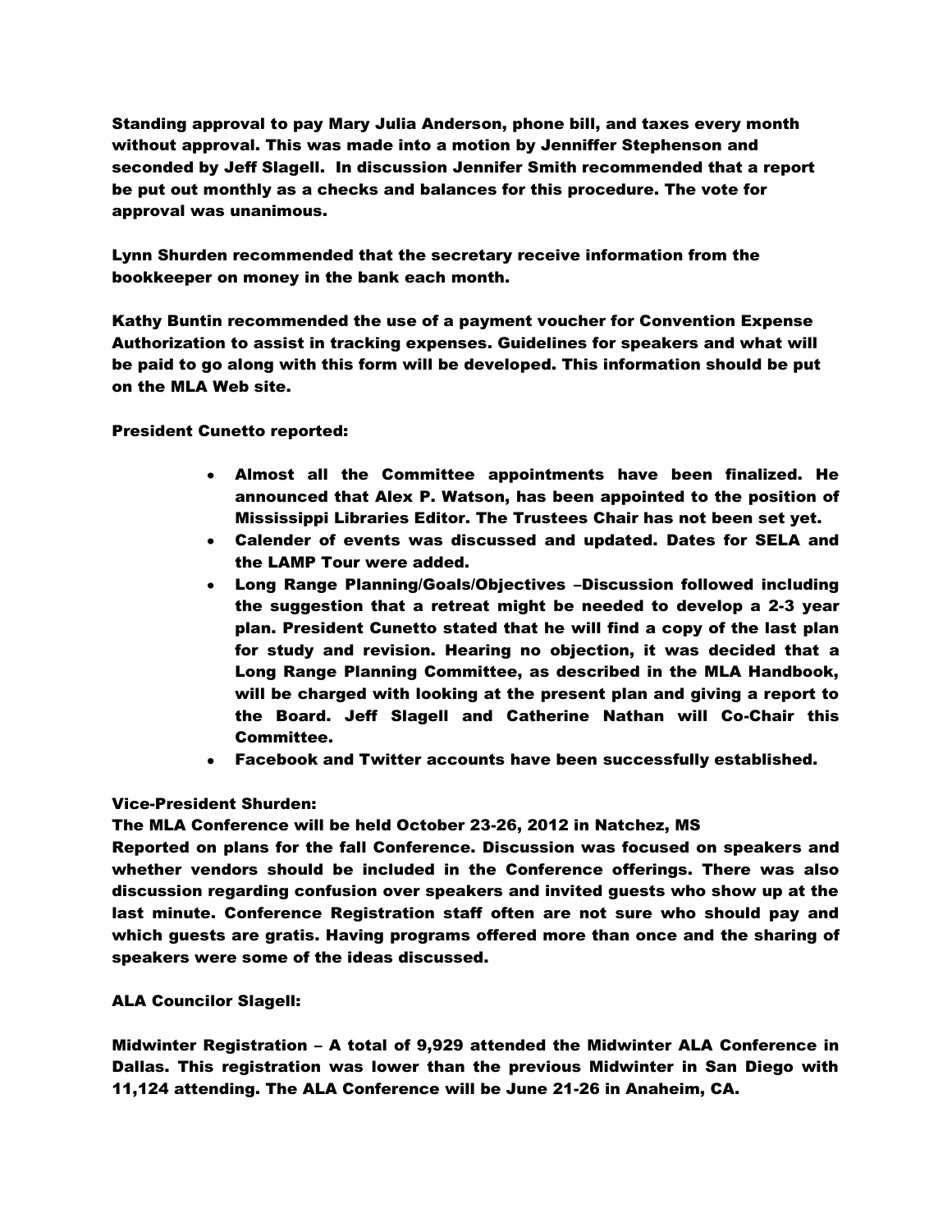Standing approval to pay Mary Julia Anderson, phone bill, and taxes every month without approval. This was made into a motion by Jenniffer Stephenson and seconded by Jeff Slagell. In discussion Jennifer Smith recommended that a report be put out monthly as a checks and balances for this procedure. The vote for approval was unanimous.

Lynn Shurden recommended that the secretary receive information from the bookkeeper on money in the bank each month.

Kathy Buntin recommended the use of a payment voucher for Convention Expense Authorization to assist in tracking expenses. Guidelines for speakers and what will be paid to go along with this form will be developed. This information should be put on the MLA Web site.

President Cunetto reported:

- Almost all the Committee appointments have been finalized. He announced that Alex P. Watson, has been appointed to the position of Mississippi Libraries Editor. The Trustees Chair has not been set yet.
- Calender of events was discussed and updated. Dates for SELA and the LAMP Tour were added.
- Long Range Planning/Goals/Objectives –Discussion followed including the suggestion that a retreat might be needed to develop a 2-3 year plan. President Cunetto stated that he will find a copy of the last plan for study and revision. Hearing no objection, it was decided that a Long Range Planning Committee, as described in the MLA Handbook, will be charged with looking at the present plan and giving a report to the Board. Jeff Slagell and Catherine Nathan will Co-Chair this Committee.
- Facebook and Twitter accounts have been successfully established.

Vice-President Shurden:

The MLA Conference will be held October 23-26, 2012 in Natchez, MS

Reported on plans for the fall Conference. Discussion was focused on speakers and whether vendors should be included in the Conference offerings. There was also discussion regarding confusion over speakers and invited guests who show up at the last minute. Conference Registration staff often are not sure who should pay and which guests are gratis. Having programs offered more than once and the sharing of speakers were some of the ideas discussed.

ALA Councilor Slagell:

Midwinter Registration – A total of 9,929 attended the Midwinter ALA Conference in Dallas. This registration was lower than the previous Midwinter in San Diego with 11,124 attending. The ALA Conference will be June 21-26 in Anaheim, CA.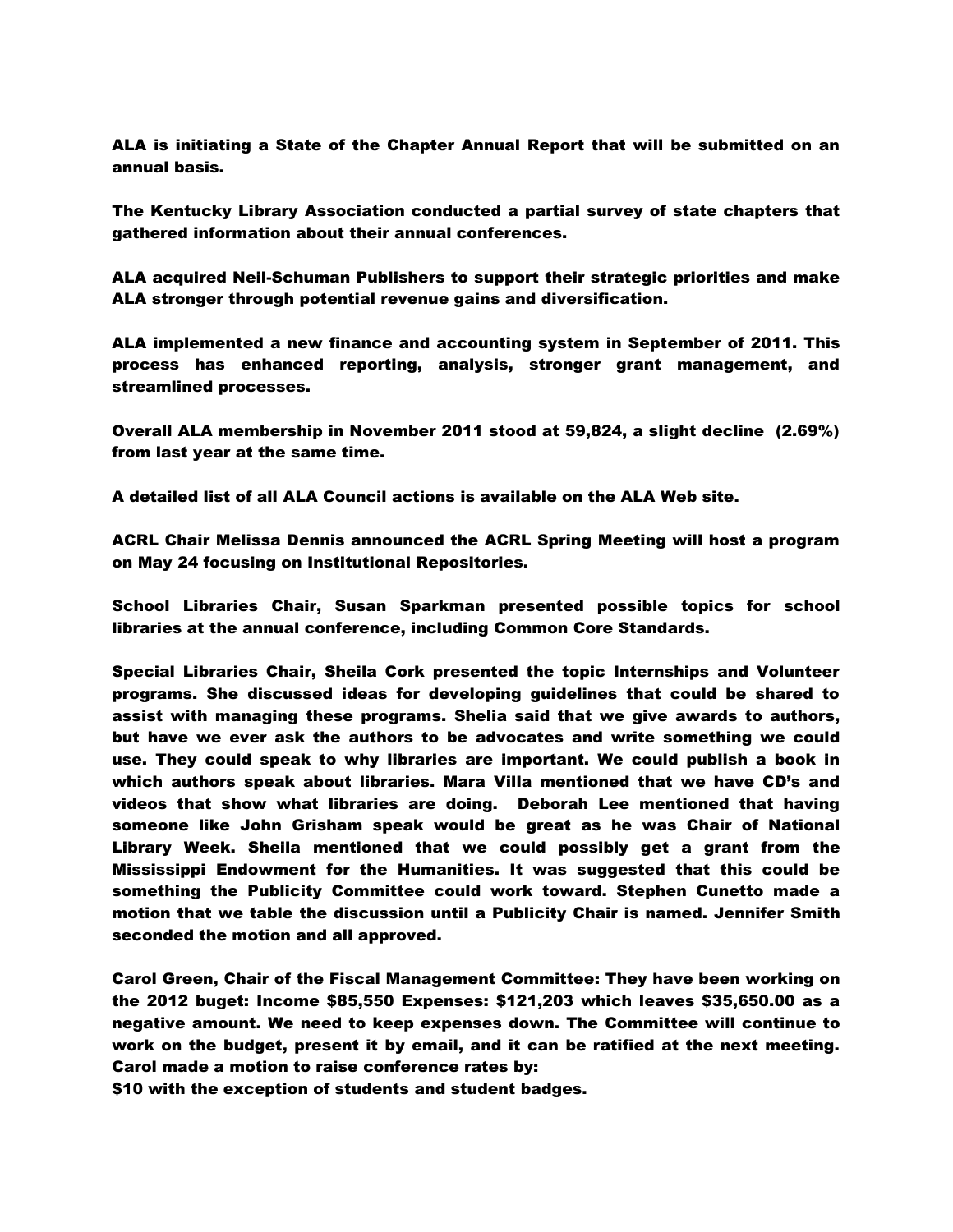**ALA is initiating a State of the Chapter Annual Report that will be submitted on an annual basis.**

**The Kentucky Library Association conducted a partial survey of state chapters that gathered information about their annual conferences.**

**ALA acquired Neil-Schuman Publishers to support their strategic priorities and make ALA stronger through potential revenue gains and diversification.**

**ALA implemented a new finance and accounting system in September of 2011. This process has enhanced reporting, analysis, stronger grant management, and streamlined processes.**

**Overall ALA membership in November 2011 stood at 59,824, a slight decline (2.69%) from last year at the same time.**

**A detailed list of all ALA Council actions is available on the ALA Web site.**

**ACRL Chair Melissa Dennis announced the ACRL Spring Meeting will host a program on May 24 focusing on Institutional Repositories.**

**School Libraries Chair, Susan Sparkman presented possible topics for school libraries at the annual conference, including Common Core Standards.**

**Special Libraries Chair, Sheila Cork presented the topic Internships and Volunteer programs. She discussed ideas for developing guidelines that could be shared to assist with managing these programs. Shelia said that we give awards to authors, but have we ever ask the authors to be advocates and write something we could use. They could speak to why libraries are important. We could publish a book in which authors speak about libraries. Mara Villa mentioned that we have CD's and videos that show what libraries are doing. Deborah Lee mentioned that having someone like John Grisham speak would be great as he was Chair of National Library Week. Sheila mentioned that we could possibly get a grant from the Mississippi Endowment for the Humanities. It was suggested that this could be something the Publicity Committee could work toward. Stephen Cunetto made a motion that we table the discussion until a Publicity Chair is named. Jennifer Smith seconded the motion and all approved.**

**Carol Green, Chair of the Fiscal Management Committee: They have been working on the 2012 buget: Income $85,550 Expenses: $121,203 which leaves $35,650.00 as a negative amount. We need to keep expenses down. The Committee will continue to work on the budget, present it by email, and it can be ratified at the next meeting. Carol made a motion to raise conference rates by:**
**$10 with the exception of students and student badges.**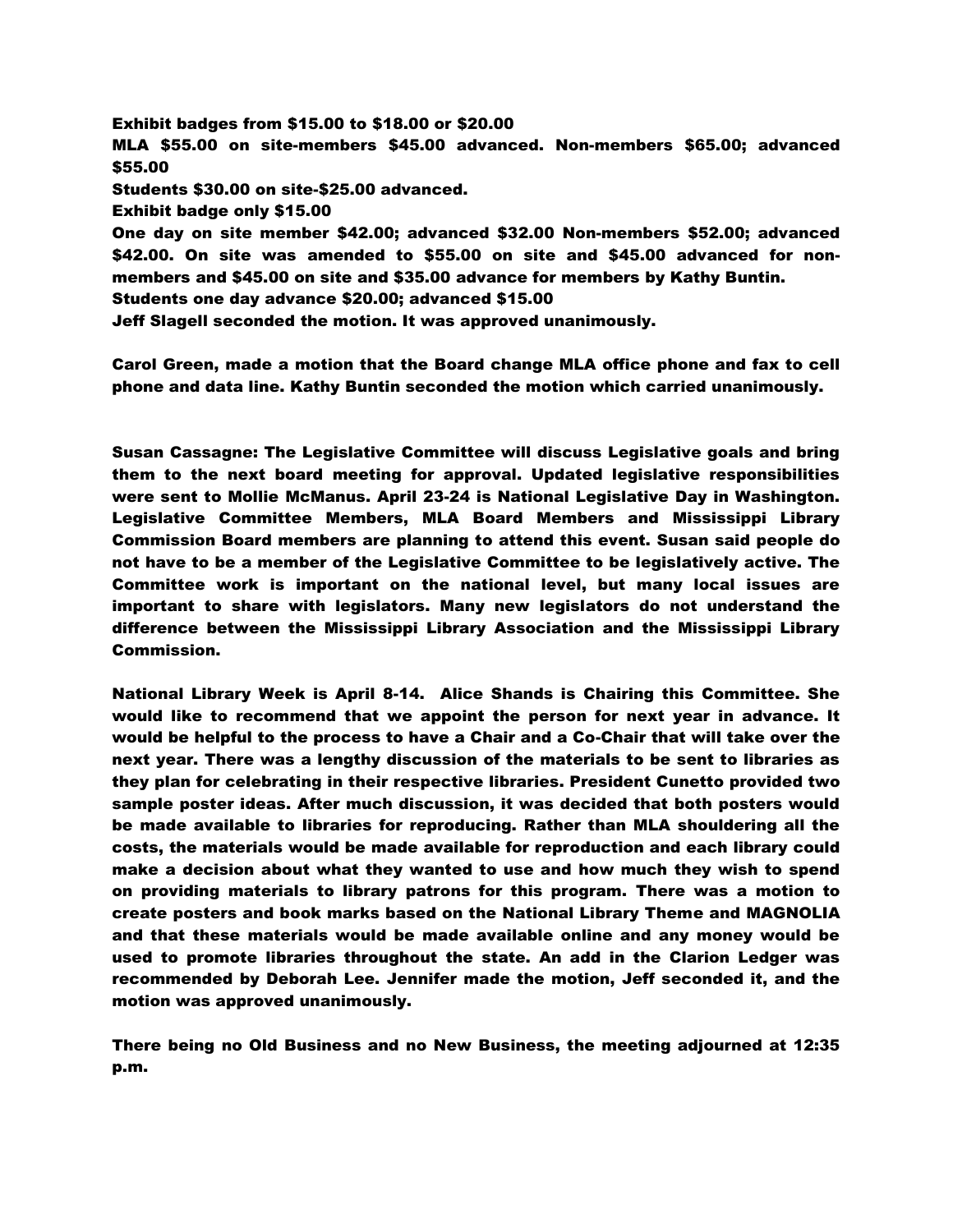**Exhibit badges from $15.00 to $18.00 or $20.00**
**MLA $55.00 on site-members $45.00 advanced. Non-members $65.00; advanced $55.00**
**Students $30.00 on site-$25.00 advanced.**
**Exhibit badge only $15.00**
**One day on site member $42.00; advanced $32.00 Non-members $52.00; advanced $42.00. On site was amended to $55.00 on site and $45.00 advanced for non-members and $45.00 on site and $35.00 advance for members by Kathy Buntin.**
**Students one day advance $20.00; advanced $15.00**
**Jeff Slagell seconded the motion. It was approved unanimously.**

**Carol Green, made a motion that the Board change MLA office phone and fax to cell phone and data line. Kathy Buntin seconded the motion which carried unanimously.**

**Susan Cassagne: The Legislative Committee will discuss Legislative goals and bring them to the next board meeting for approval. Updated legislative responsibilities were sent to Mollie McManus. April 23-24 is National Legislative Day in Washington. Legislative Committee Members, MLA Board Members and Mississippi Library Commission Board members are planning to attend this event. Susan said people do not have to be a member of the Legislative Committee to be legislatively active. The Committee work is important on the national level, but many local issues are important to share with legislators. Many new legislators do not understand the difference between the Mississippi Library Association and the Mississippi Library Commission.**

**National Library Week is April 8-14. Alice Shands is Chairing this Committee. She would like to recommend that we appoint the person for next year in advance. It would be helpful to the process to have a Chair and a Co-Chair that will take over the next year. There was a lengthy discussion of the materials to be sent to libraries as they plan for celebrating in their respective libraries. President Cunetto provided two sample poster ideas. After much discussion, it was decided that both posters would be made available to libraries for reproducing. Rather than MLA shouldering all the costs, the materials would be made available for reproduction and each library could make a decision about what they wanted to use and how much they wish to spend on providing materials to library patrons for this program. There was a motion to create posters and book marks based on the National Library Theme and MAGNOLIA and that these materials would be made available online and any money would be used to promote libraries throughout the state. An add in the Clarion Ledger was recommended by Deborah Lee. Jennifer made the motion, Jeff seconded it, and the motion was approved unanimously.**

**There being no Old Business and no New Business, the meeting adjourned at 12:35 p.m.**